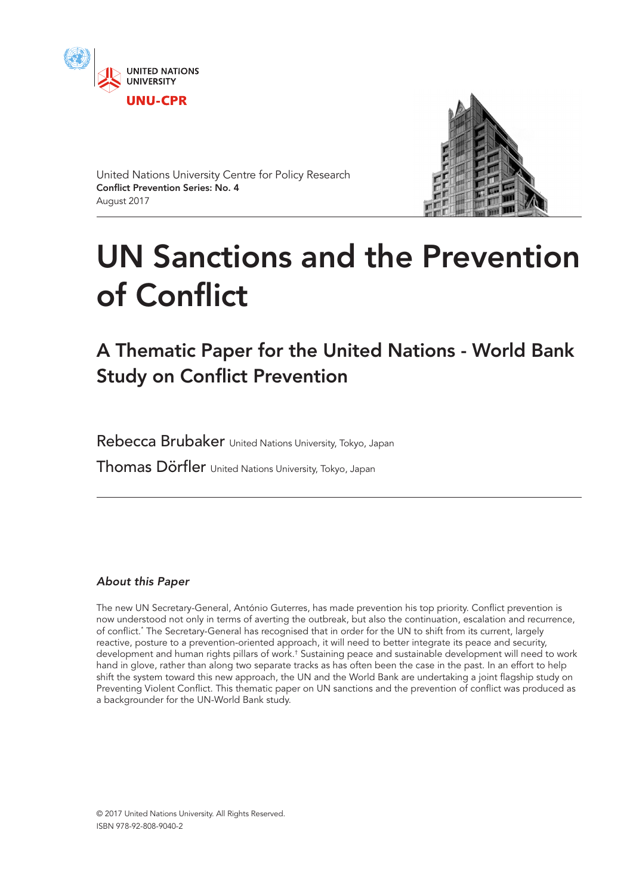UNITED NATIONS UNIVERSITY

UNU-CPR

United Nations University Centre for Policy Research
**Conflict Prevention Series: No. 4**
August 2017

# UN Sanctions and the Prevention of Conflict

## A Thematic Paper for the United Nations - World Bank Study on Conflict Prevention

Rebecca Brubaker United Nations University, Tokyo, Japan

Thomas Dörfler United Nations University, Tokyo, Japan

### *About this Paper*

The new UN Secretary-General, António Guterres, has made prevention his top priority. Conflict prevention is now understood not only in terms of averting the outbreak, but also the continuation, escalation and recurrence, of conflict.[*] The Secretary-General has recognised that in order for the UN to shift from its current, largely reactive, posture to a prevention-oriented approach, it will need to better integrate its peace and security, development and human rights pillars of work.[†] Sustaining peace and sustainable development will need to work hand in glove, rather than along two separate tracks as has often been the case in the past. In an effort to help shift the system toward this new approach, the UN and the World Bank are undertaking a joint flagship study on Preventing Violent Conflict. This thematic paper on UN sanctions and the prevention of conflict was produced as a backgrounder for the UN-World Bank study.

© 2017 United Nations University. All Rights Reserved.
ISBN 978-92-808-9040-2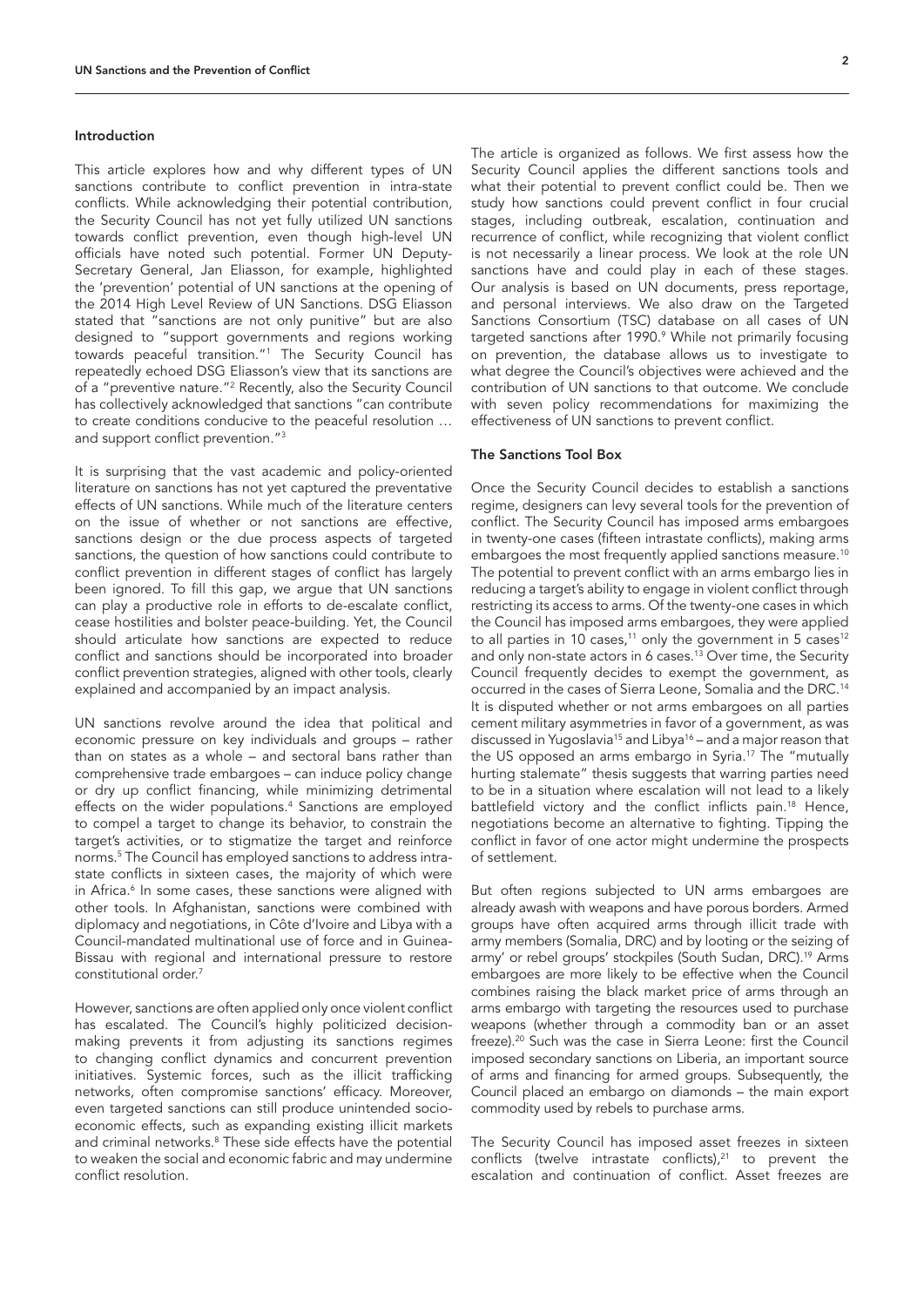## Introduction

This article explores how and why different types of UN sanctions contribute to conflict prevention in intra-state conflicts. While acknowledging their potential contribution, the Security Council has not yet fully utilized UN sanctions towards conflict prevention, even though high-level UN officials have noted such potential. Former UN Deputy-Secretary General, Jan Eliasson, for example, highlighted the 'prevention' potential of UN sanctions at the opening of the 2014 High Level Review of UN Sanctions. DSG Eliasson stated that "sanctions are not only punitive" but are also designed to "support governments and regions working towards peaceful transition."[1] The Security Council has repeatedly echoed DSG Eliasson's view that its sanctions are of a "preventive nature."[2] Recently, also the Security Council has collectively acknowledged that sanctions "can contribute to create conditions conducive to the peaceful resolution … and support conflict prevention."[3]

It is surprising that the vast academic and policy-oriented literature on sanctions has not yet captured the preventative effects of UN sanctions. While much of the literature centers on the issue of whether or not sanctions are effective, sanctions design or the due process aspects of targeted sanctions, the question of how sanctions could contribute to conflict prevention in different stages of conflict has largely been ignored. To fill this gap, we argue that UN sanctions can play a productive role in efforts to de-escalate conflict, cease hostilities and bolster peace-building. Yet, the Council should articulate how sanctions are expected to reduce conflict and sanctions should be incorporated into broader conflict prevention strategies, aligned with other tools, clearly explained and accompanied by an impact analysis.

UN sanctions revolve around the idea that political and economic pressure on key individuals and groups – rather than on states as a whole – and sectoral bans rather than comprehensive trade embargoes – can induce policy change or dry up conflict financing, while minimizing detrimental effects on the wider populations.[4] Sanctions are employed to compel a target to change its behavior, to constrain the target's activities, or to stigmatize the target and reinforce norms.[5] The Council has employed sanctions to address intra-state conflicts in sixteen cases, the majority of which were in Africa.[6] In some cases, these sanctions were aligned with other tools. In Afghanistan, sanctions were combined with diplomacy and negotiations, in Côte d'Ivoire and Libya with a Council-mandated multinational use of force and in Guinea-Bissau with regional and international pressure to restore constitutional order.[7]

However, sanctions are often applied only once violent conflict has escalated. The Council's highly politicized decision-making prevents it from adjusting its sanctions regimes to changing conflict dynamics and concurrent prevention initiatives. Systemic forces, such as the illicit trafficking networks, often compromise sanctions' efficacy. Moreover, even targeted sanctions can still produce unintended socio-economic effects, such as expanding existing illicit markets and criminal networks.[8] These side effects have the potential to weaken the social and economic fabric and may undermine conflict resolution.

The article is organized as follows. We first assess how the Security Council applies the different sanctions tools and what their potential to prevent conflict could be. Then we study how sanctions could prevent conflict in four crucial stages, including outbreak, escalation, continuation and recurrence of conflict, while recognizing that violent conflict is not necessarily a linear process. We look at the role UN sanctions have and could play in each of these stages. Our analysis is based on UN documents, press reportage, and personal interviews. We also draw on the Targeted Sanctions Consortium (TSC) database on all cases of UN targeted sanctions after 1990.[9] While not primarily focusing on prevention, the database allows us to investigate to what degree the Council's objectives were achieved and the contribution of UN sanctions to that outcome. We conclude with seven policy recommendations for maximizing the effectiveness of UN sanctions to prevent conflict.

## The Sanctions Tool Box

Once the Security Council decides to establish a sanctions regime, designers can levy several tools for the prevention of conflict. The Security Council has imposed arms embargoes in twenty-one cases (fifteen intrastate conflicts), making arms embargoes the most frequently applied sanctions measure.[10] The potential to prevent conflict with an arms embargo lies in reducing a target's ability to engage in violent conflict through restricting its access to arms. Of the twenty-one cases in which the Council has imposed arms embargoes, they were applied to all parties in 10 cases,[11] only the government in 5 cases[12] and only non-state actors in 6 cases.[13] Over time, the Security Council frequently decides to exempt the government, as occurred in the cases of Sierra Leone, Somalia and the DRC.[14] It is disputed whether or not arms embargoes on all parties cement military asymmetries in favor of a government, as was discussed in Yugoslavia[15] and Libya[16] – and a major reason that the US opposed an arms embargo in Syria.[17] The "mutually hurting stalemate" thesis suggests that warring parties need to be in a situation where escalation will not lead to a likely battlefield victory and the conflict inflicts pain.[18] Hence, negotiations become an alternative to fighting. Tipping the conflict in favor of one actor might undermine the prospects of settlement.

But often regions subjected to UN arms embargoes are already awash with weapons and have porous borders. Armed groups have often acquired arms through illicit trade with army members (Somalia, DRC) and by looting or the seizing of army' or rebel groups' stockpiles (South Sudan, DRC).[19] Arms embargoes are more likely to be effective when the Council combines raising the black market price of arms through an arms embargo with targeting the resources used to purchase weapons (whether through a commodity ban or an asset freeze).[20] Such was the case in Sierra Leone: first the Council imposed secondary sanctions on Liberia, an important source of arms and financing for armed groups. Subsequently, the Council placed an embargo on diamonds – the main export commodity used by rebels to purchase arms.

The Security Council has imposed asset freezes in sixteen conflicts (twelve intrastate conflicts),[21] to prevent the escalation and continuation of conflict. Asset freezes are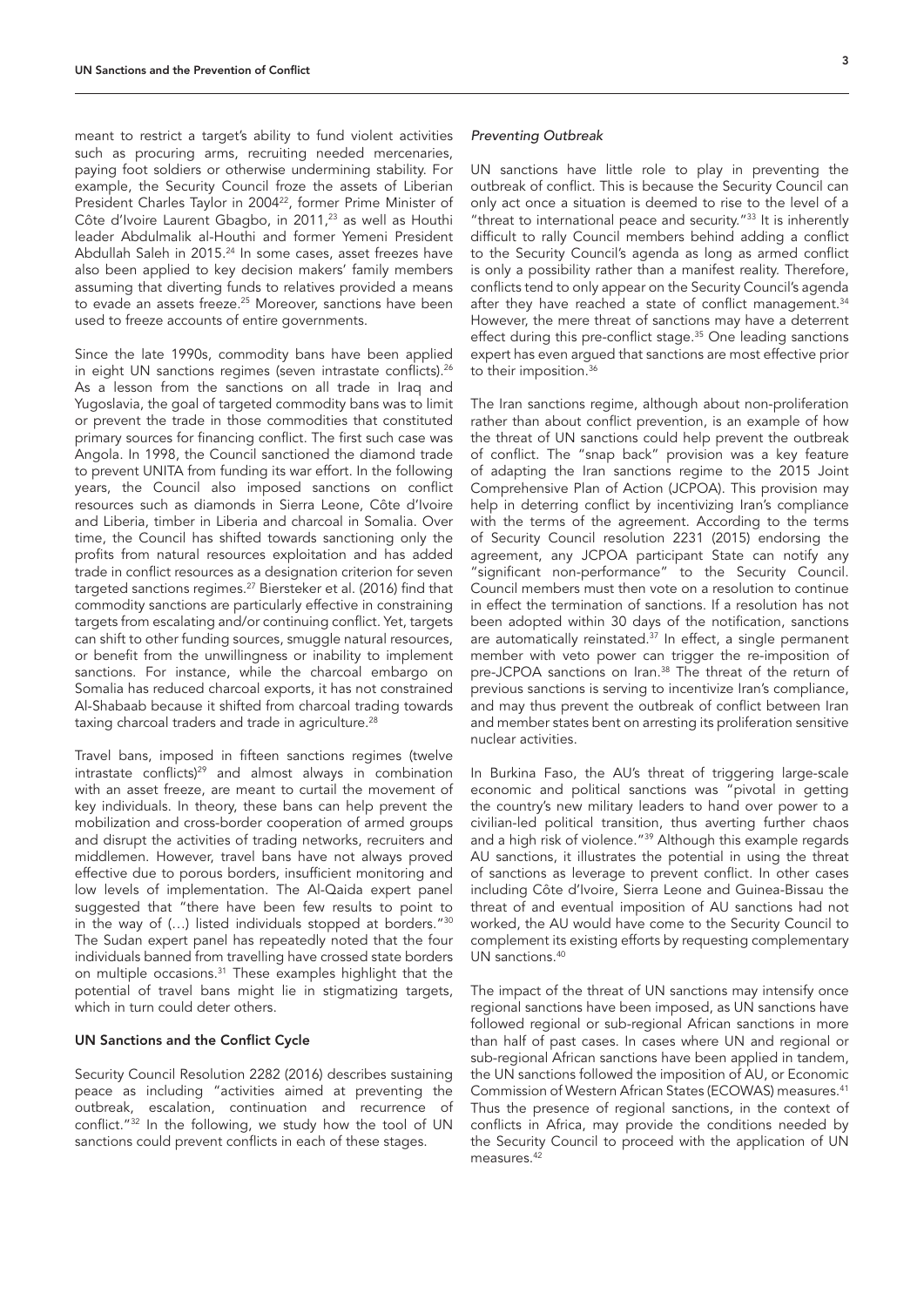meant to restrict a target's ability to fund violent activities such as procuring arms, recruiting needed mercenaries, paying foot soldiers or otherwise undermining stability. For example, the Security Council froze the assets of Liberian President Charles Taylor in 2004[22], former Prime Minister of Côte d'Ivoire Laurent Gbagbo, in 2011,[23] as well as Houthi leader Abdulmalik al-Houthi and former Yemeni President Abdullah Saleh in 2015.[24] In some cases, asset freezes have also been applied to key decision makers' family members assuming that diverting funds to relatives provided a means to evade an assets freeze.[25] Moreover, sanctions have been used to freeze accounts of entire governments.

Since the late 1990s, commodity bans have been applied in eight UN sanctions regimes (seven intrastate conflicts).[26] As a lesson from the sanctions on all trade in Iraq and Yugoslavia, the goal of targeted commodity bans was to limit or prevent the trade in those commodities that constituted primary sources for financing conflict. The first such case was Angola. In 1998, the Council sanctioned the diamond trade to prevent UNITA from funding its war effort. In the following years, the Council also imposed sanctions on conflict resources such as diamonds in Sierra Leone, Côte d'Ivoire and Liberia, timber in Liberia and charcoal in Somalia. Over time, the Council has shifted towards sanctioning only the profits from natural resources exploitation and has added trade in conflict resources as a designation criterion for seven targeted sanctions regimes.[27] Biersteker et al. (2016) find that commodity sanctions are particularly effective in constraining targets from escalating and/or continuing conflict. Yet, targets can shift to other funding sources, smuggle natural resources, or benefit from the unwillingness or inability to implement sanctions. For instance, while the charcoal embargo on Somalia has reduced charcoal exports, it has not constrained Al-Shabaab because it shifted from charcoal trading towards taxing charcoal traders and trade in agriculture.[28]

Travel bans, imposed in fifteen sanctions regimes (twelve intrastate conflicts)[29] and almost always in combination with an asset freeze, are meant to curtail the movement of key individuals. In theory, these bans can help prevent the mobilization and cross-border cooperation of armed groups and disrupt the activities of trading networks, recruiters and middlemen. However, travel bans have not always proved effective due to porous borders, insufficient monitoring and low levels of implementation. The Al-Qaida expert panel suggested that "there have been few results to point to in the way of (…) listed individuals stopped at borders."[30] The Sudan expert panel has repeatedly noted that the four individuals banned from travelling have crossed state borders on multiple occasions.[31] These examples highlight that the potential of travel bans might lie in stigmatizing targets, which in turn could deter others.

## UN Sanctions and the Conflict Cycle

Security Council Resolution 2282 (2016) describes sustaining peace as including "activities aimed at preventing the outbreak, escalation, continuation and recurrence of conflict."[32] In the following, we study how the tool of UN sanctions could prevent conflicts in each of these stages.

### *Preventing Outbreak*

UN sanctions have little role to play in preventing the outbreak of conflict. This is because the Security Council can only act once a situation is deemed to rise to the level of a "threat to international peace and security."[33] It is inherently difficult to rally Council members behind adding a conflict to the Security Council's agenda as long as armed conflict is only a possibility rather than a manifest reality. Therefore, conflicts tend to only appear on the Security Council's agenda after they have reached a state of conflict management.[34] However, the mere threat of sanctions may have a deterrent effect during this pre-conflict stage.[35] One leading sanctions expert has even argued that sanctions are most effective prior to their imposition.[36]

The Iran sanctions regime, although about non-proliferation rather than about conflict prevention, is an example of how the threat of UN sanctions could help prevent the outbreak of conflict. The "snap back" provision was a key feature of adapting the Iran sanctions regime to the 2015 Joint Comprehensive Plan of Action (JCPOA). This provision may help in deterring conflict by incentivizing Iran's compliance with the terms of the agreement. According to the terms of Security Council resolution 2231 (2015) endorsing the agreement, any JCPOA participant State can notify any "significant non-performance" to the Security Council. Council members must then vote on a resolution to continue in effect the termination of sanctions. If a resolution has not been adopted within 30 days of the notification, sanctions are automatically reinstated.[37] In effect, a single permanent member with veto power can trigger the re-imposition of pre-JCPOA sanctions on Iran.[38] The threat of the return of previous sanctions is serving to incentivize Iran's compliance, and may thus prevent the outbreak of conflict between Iran and member states bent on arresting its proliferation sensitive nuclear activities.

In Burkina Faso, the AU's threat of triggering large-scale economic and political sanctions was "pivotal in getting the country's new military leaders to hand over power to a civilian-led political transition, thus averting further chaos and a high risk of violence."[39] Although this example regards AU sanctions, it illustrates the potential in using the threat of sanctions as leverage to prevent conflict. In other cases including Côte d'Ivoire, Sierra Leone and Guinea-Bissau the threat of and eventual imposition of AU sanctions had not worked, the AU would have come to the Security Council to complement its existing efforts by requesting complementary UN sanctions.[40]

The impact of the threat of UN sanctions may intensify once regional sanctions have been imposed, as UN sanctions have followed regional or sub-regional African sanctions in more than half of past cases. In cases where UN and regional or sub-regional African sanctions have been applied in tandem, the UN sanctions followed the imposition of AU, or Economic Commission of Western African States (ECOWAS) measures.[41] Thus the presence of regional sanctions, in the context of conflicts in Africa, may provide the conditions needed by the Security Council to proceed with the application of UN measures.[42]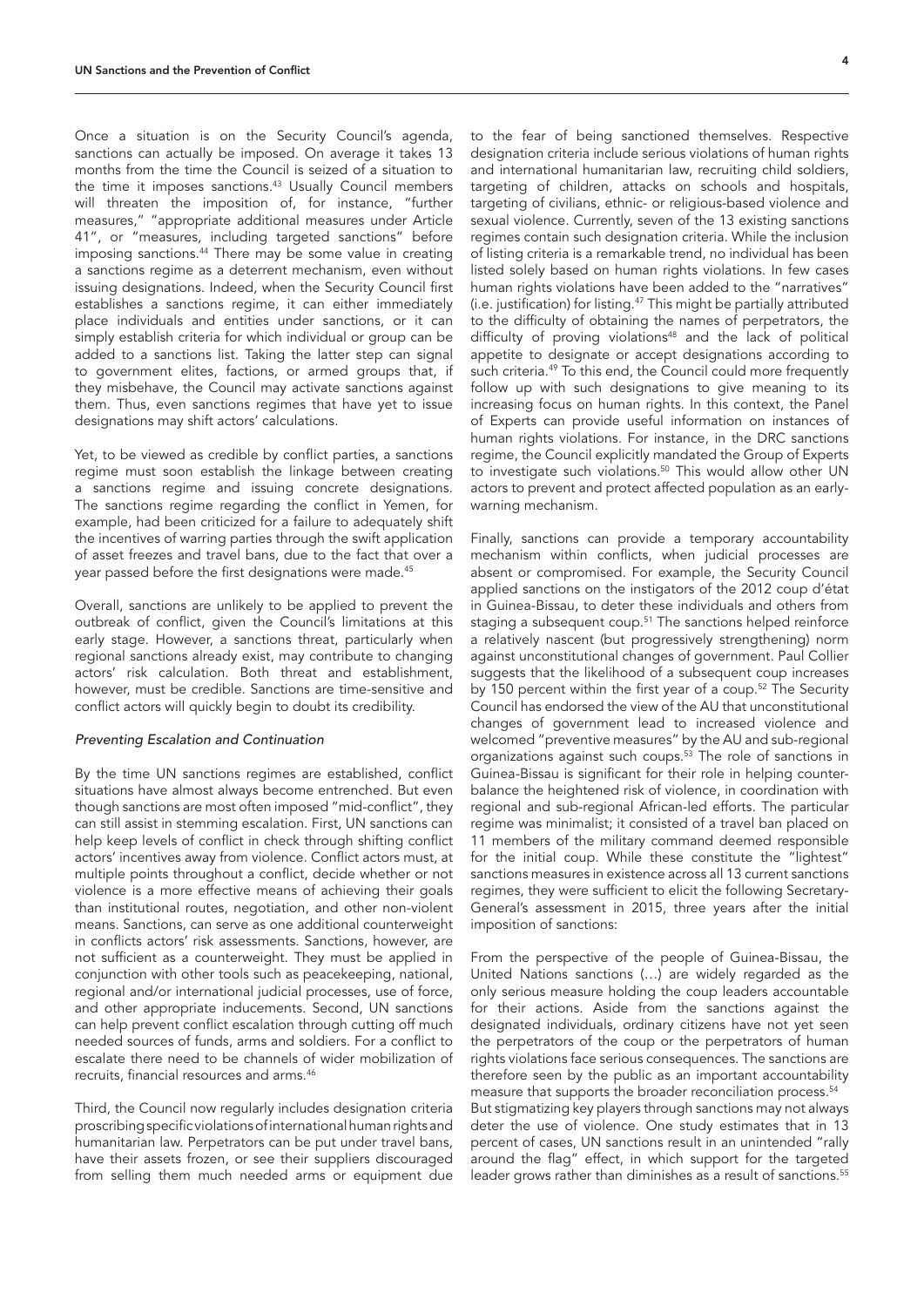Once a situation is on the Security Council's agenda, sanctions can actually be imposed. On average it takes 13 months from the time the Council is seized of a situation to the time it imposes sanctions.[43] Usually Council members will threaten the imposition of, for instance, "further measures," "appropriate additional measures under Article 41", or "measures, including targeted sanctions" before imposing sanctions.[44] There may be some value in creating a sanctions regime as a deterrent mechanism, even without issuing designations. Indeed, when the Security Council first establishes a sanctions regime, it can either immediately place individuals and entities under sanctions, or it can simply establish criteria for which individual or group can be added to a sanctions list. Taking the latter step can signal to government elites, factions, or armed groups that, if they misbehave, the Council may activate sanctions against them. Thus, even sanctions regimes that have yet to issue designations may shift actors' calculations.

Yet, to be viewed as credible by conflict parties, a sanctions regime must soon establish the linkage between creating a sanctions regime and issuing concrete designations. The sanctions regime regarding the conflict in Yemen, for example, had been criticized for a failure to adequately shift the incentives of warring parties through the swift application of asset freezes and travel bans, due to the fact that over a year passed before the first designations were made.[45]

Overall, sanctions are unlikely to be applied to prevent the outbreak of conflict, given the Council's limitations at this early stage. However, a sanctions threat, particularly when regional sanctions already exist, may contribute to changing actors' risk calculation. Both threat and establishment, however, must be credible. Sanctions are time-sensitive and conflict actors will quickly begin to doubt its credibility.

*Preventing Escalation and Continuation*

By the time UN sanctions regimes are established, conflict situations have almost always become entrenched. But even though sanctions are most often imposed "mid-conflict", they can still assist in stemming escalation. First, UN sanctions can help keep levels of conflict in check through shifting conflict actors' incentives away from violence. Conflict actors must, at multiple points throughout a conflict, decide whether or not violence is a more effective means of achieving their goals than institutional routes, negotiation, and other non-violent means. Sanctions, can serve as one additional counterweight in conflicts actors' risk assessments. Sanctions, however, are not sufficient as a counterweight. They must be applied in conjunction with other tools such as peacekeeping, national, regional and/or international judicial processes, use of force, and other appropriate inducements. Second, UN sanctions can help prevent conflict escalation through cutting off much needed sources of funds, arms and soldiers. For a conflict to escalate there need to be channels of wider mobilization of recruits, financial resources and arms.[46]

Third, the Council now regularly includes designation criteria proscribing specific violations of international human rights and humanitarian law. Perpetrators can be put under travel bans, have their assets frozen, or see their suppliers discouraged from selling them much needed arms or equipment due to the fear of being sanctioned themselves. Respective designation criteria include serious violations of human rights and international humanitarian law, recruiting child soldiers, targeting of children, attacks on schools and hospitals, targeting of civilians, ethnic- or religious-based violence and sexual violence. Currently, seven of the 13 existing sanctions regimes contain such designation criteria. While the inclusion of listing criteria is a remarkable trend, no individual has been listed solely based on human rights violations. In few cases human rights violations have been added to the "narratives" (i.e. justification) for listing.[47] This might be partially attributed to the difficulty of obtaining the names of perpetrators, the difficulty of proving violations[48] and the lack of political appetite to designate or accept designations according to such criteria.[49] To this end, the Council could more frequently follow up with such designations to give meaning to its increasing focus on human rights. In this context, the Panel of Experts can provide useful information on instances of human rights violations. For instance, in the DRC sanctions regime, the Council explicitly mandated the Group of Experts to investigate such violations.[50] This would allow other UN actors to prevent and protect affected population as an early-warning mechanism.

Finally, sanctions can provide a temporary accountability mechanism within conflicts, when judicial processes are absent or compromised. For example, the Security Council applied sanctions on the instigators of the 2012 coup d'état in Guinea-Bissau, to deter these individuals and others from staging a subsequent coup.[51] The sanctions helped reinforce a relatively nascent (but progressively strengthening) norm against unconstitutional changes of government. Paul Collier suggests that the likelihood of a subsequent coup increases by 150 percent within the first year of a coup.[52] The Security Council has endorsed the view of the AU that unconstitutional changes of government lead to increased violence and welcomed "preventive measures" by the AU and sub-regional organizations against such coups.[53] The role of sanctions in Guinea-Bissau is significant for their role in helping counter-balance the heightened risk of violence, in coordination with regional and sub-regional African-led efforts. The particular regime was minimalist; it consisted of a travel ban placed on 11 members of the military command deemed responsible for the initial coup. While these constitute the "lightest" sanctions measures in existence across all 13 current sanctions regimes, they were sufficient to elicit the following Secretary-General's assessment in 2015, three years after the initial imposition of sanctions:

> From the perspective of the people of Guinea-Bissau, the United Nations sanctions (…) are widely regarded as the only serious measure holding the coup leaders accountable for their actions. Aside from the sanctions against the designated individuals, ordinary citizens have not yet seen the perpetrators of the coup or the perpetrators of human rights violations face serious consequences. The sanctions are therefore seen by the public as an important accountability measure that supports the broader reconciliation process.[54]

But stigmatizing key players through sanctions may not always deter the use of violence. One study estimates that in 13 percent of cases, UN sanctions result in an unintended "rally around the flag" effect, in which support for the targeted leader grows rather than diminishes as a result of sanctions.[55]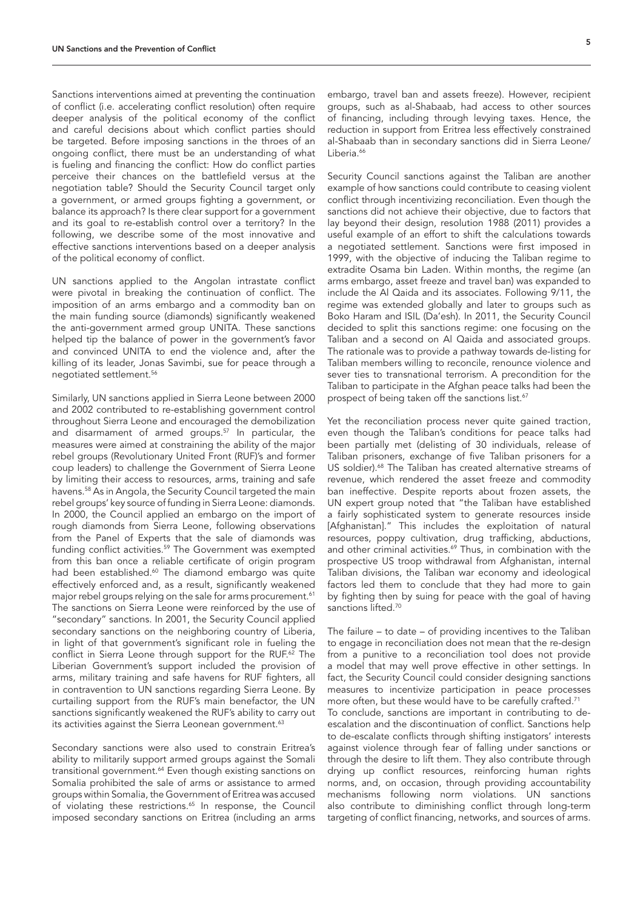Sanctions interventions aimed at preventing the continuation of conflict (i.e. accelerating conflict resolution) often require deeper analysis of the political economy of the conflict and careful decisions about which conflict parties should be targeted. Before imposing sanctions in the throes of an ongoing conflict, there must be an understanding of what is fueling and financing the conflict: How do conflict parties perceive their chances on the battlefield versus at the negotiation table? Should the Security Council target only a government, or armed groups fighting a government, or balance its approach? Is there clear support for a government and its goal to re-establish control over a territory? In the following, we describe some of the most innovative and effective sanctions interventions based on a deeper analysis of the political economy of conflict.

UN sanctions applied to the Angolan intrastate conflict were pivotal in breaking the continuation of conflict. The imposition of an arms embargo and a commodity ban on the main funding source (diamonds) significantly weakened the anti-government armed group UNITA. These sanctions helped tip the balance of power in the government's favor and convinced UNITA to end the violence and, after the killing of its leader, Jonas Savimbi, sue for peace through a negotiated settlement.[56]

Similarly, UN sanctions applied in Sierra Leone between 2000 and 2002 contributed to re-establishing government control throughout Sierra Leone and encouraged the demobilization and disarmament of armed groups.[57] In particular, the measures were aimed at constraining the ability of the major rebel groups (Revolutionary United Front (RUF)'s and former coup leaders) to challenge the Government of Sierra Leone by limiting their access to resources, arms, training and safe havens.[58] As in Angola, the Security Council targeted the main rebel groups' key source of funding in Sierra Leone: diamonds. In 2000, the Council applied an embargo on the import of rough diamonds from Sierra Leone, following observations from the Panel of Experts that the sale of diamonds was funding conflict activities.[59] The Government was exempted from this ban once a reliable certificate of origin program had been established.[60] The diamond embargo was quite effectively enforced and, as a result, significantly weakened major rebel groups relying on the sale for arms procurement.[61] The sanctions on Sierra Leone were reinforced by the use of "secondary" sanctions. In 2001, the Security Council applied secondary sanctions on the neighboring country of Liberia, in light of that government's significant role in fueling the conflict in Sierra Leone through support for the RUF.[62] The Liberian Government's support included the provision of arms, military training and safe havens for RUF fighters, all in contravention to UN sanctions regarding Sierra Leone. By curtailing support from the RUF's main benefactor, the UN sanctions significantly weakened the RUF's ability to carry out its activities against the Sierra Leonean government.[63]

Secondary sanctions were also used to constrain Eritrea's ability to militarily support armed groups against the Somali transitional government.[64] Even though existing sanctions on Somalia prohibited the sale of arms or assistance to armed groups within Somalia, the Government of Eritrea was accused of violating these restrictions.[65] In response, the Council imposed secondary sanctions on Eritrea (including an arms embargo, travel ban and assets freeze). However, recipient groups, such as al-Shabaab, had access to other sources of financing, including through levying taxes. Hence, the reduction in support from Eritrea less effectively constrained al-Shabaab than in secondary sanctions did in Sierra Leone/Liberia.[66]

Security Council sanctions against the Taliban are another example of how sanctions could contribute to ceasing violent conflict through incentivizing reconciliation. Even though the sanctions did not achieve their objective, due to factors that lay beyond their design, resolution 1988 (2011) provides a useful example of an effort to shift the calculations towards a negotiated settlement. Sanctions were first imposed in 1999, with the objective of inducing the Taliban regime to extradite Osama bin Laden. Within months, the regime (an arms embargo, asset freeze and travel ban) was expanded to include the Al Qaida and its associates. Following 9/11, the regime was extended globally and later to groups such as Boko Haram and ISIL (Da'esh). In 2011, the Security Council decided to split this sanctions regime: one focusing on the Taliban and a second on Al Qaida and associated groups. The rationale was to provide a pathway towards de-listing for Taliban members willing to reconcile, renounce violence and sever ties to transnational terrorism. A precondition for the Taliban to participate in the Afghan peace talks had been the prospect of being taken off the sanctions list.[67]

Yet the reconciliation process never quite gained traction, even though the Taliban's conditions for peace talks had been partially met (delisting of 30 individuals, release of Taliban prisoners, exchange of five Taliban prisoners for a US soldier).[68] The Taliban has created alternative streams of revenue, which rendered the asset freeze and commodity ban ineffective. Despite reports about frozen assets, the UN expert group noted that "the Taliban have established a fairly sophisticated system to generate resources inside [Afghanistan]." This includes the exploitation of natural resources, poppy cultivation, drug trafficking, abductions, and other criminal activities.[69] Thus, in combination with the prospective US troop withdrawal from Afghanistan, internal Taliban divisions, the Taliban war economy and ideological factors led them to conclude that they had more to gain by fighting then by suing for peace with the goal of having sanctions lifted.[70]

The failure – to date – of providing incentives to the Taliban to engage in reconciliation does not mean that the re-design from a punitive to a reconciliation tool does not provide a model that may well prove effective in other settings. In fact, the Security Council could consider designing sanctions measures to incentivize participation in peace processes more often, but these would have to be carefully crafted.[71]

To conclude, sanctions are important in contributing to de-escalation and the discontinuation of conflict. Sanctions help to de-escalate conflicts through shifting instigators' interests against violence through fear of falling under sanctions or through the desire to lift them. They also contribute through drying up conflict resources, reinforcing human rights norms, and, on occasion, through providing accountability mechanisms following norm violations. UN sanctions also contribute to diminishing conflict through long-term targeting of conflict financing, networks, and sources of arms.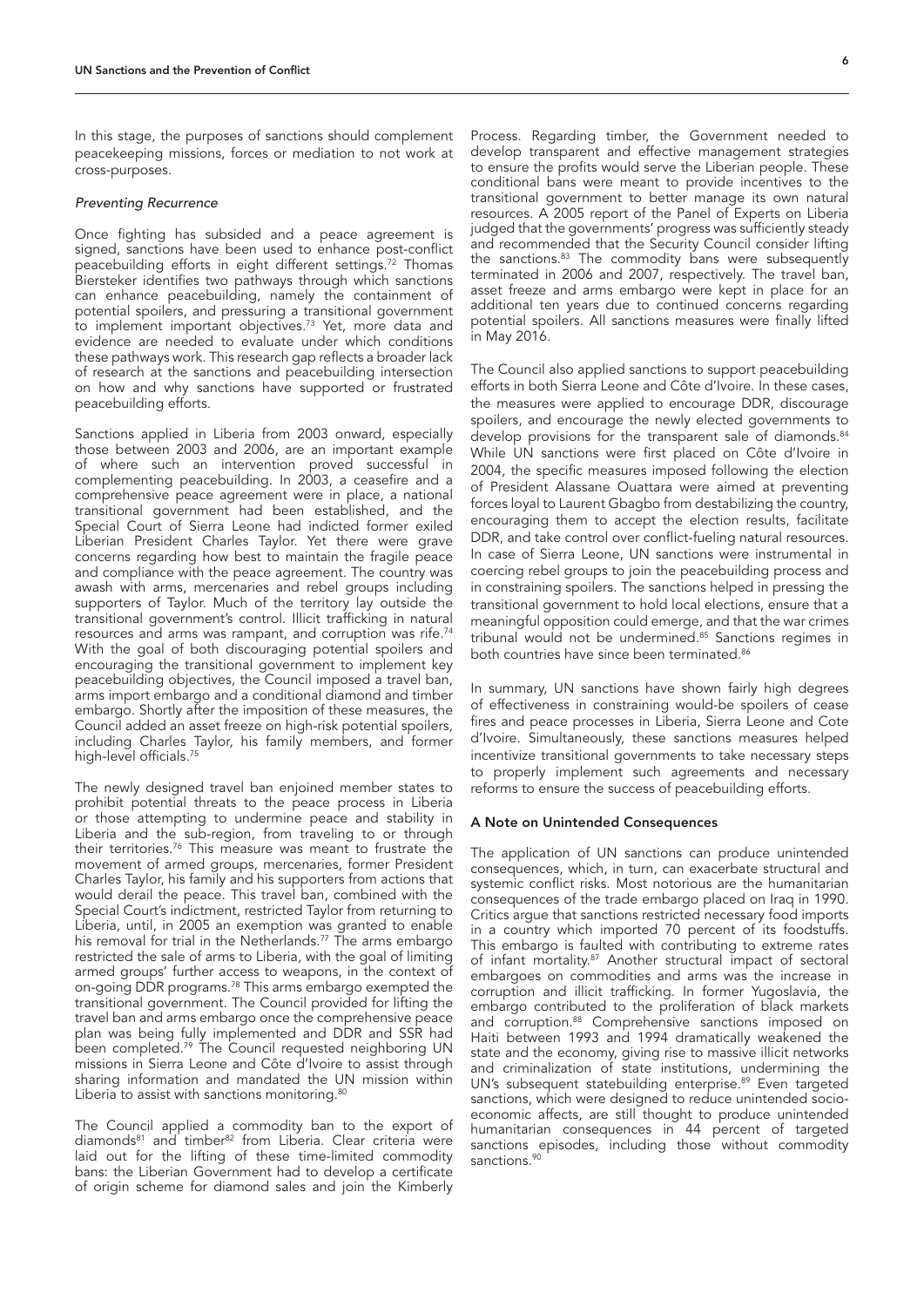In this stage, the purposes of sanctions should complement peacekeeping missions, forces or mediation to not work at cross-purposes.

*Preventing Recurrence*

Once fighting has subsided and a peace agreement is signed, sanctions have been used to enhance post-conflict peacebuilding efforts in eight different settings.[72] Thomas Biersteker identifies two pathways through which sanctions can enhance peacebuilding, namely the containment of potential spoilers, and pressuring a transitional government to implement important objectives.[73] Yet, more data and evidence are needed to evaluate under which conditions these pathways work. This research gap reflects a broader lack of research at the sanctions and peacebuilding intersection on how and why sanctions have supported or frustrated peacebuilding efforts.

Sanctions applied in Liberia from 2003 onward, especially those between 2003 and 2006, are an important example of where such an intervention proved successful in complementing peacebuilding. In 2003, a ceasefire and a comprehensive peace agreement were in place, a national transitional government had been established, and the Special Court of Sierra Leone had indicted former exiled Liberian President Charles Taylor. Yet there were grave concerns regarding how best to maintain the fragile peace and compliance with the peace agreement. The country was awash with arms, mercenaries and rebel groups including supporters of Taylor. Much of the territory lay outside the transitional government's control. Illicit trafficking in natural resources and arms was rampant, and corruption was rife.[74] With the goal of both discouraging potential spoilers and encouraging the transitional government to implement key peacebuilding objectives, the Council imposed a travel ban, arms import embargo and a conditional diamond and timber embargo. Shortly after the imposition of these measures, the Council added an asset freeze on high-risk potential spoilers, including Charles Taylor, his family members, and former high-level officials.[75]

The newly designed travel ban enjoined member states to prohibit potential threats to the peace process in Liberia or those attempting to undermine peace and stability in Liberia and the sub-region, from traveling to or through their territories.[76] This measure was meant to frustrate the movement of armed groups, mercenaries, former President Charles Taylor, his family and his supporters from actions that would derail the peace. This travel ban, combined with the Special Court's indictment, restricted Taylor from returning to Liberia, until, in 2005 an exemption was granted to enable his removal for trial in the Netherlands.[77] The arms embargo restricted the sale of arms to Liberia, with the goal of limiting armed groups' further access to weapons, in the context of on-going DDR programs.[78] This arms embargo exempted the transitional government. The Council provided for lifting the travel ban and arms embargo once the comprehensive peace plan was being fully implemented and DDR and SSR had been completed.[79] The Council requested neighboring UN missions in Sierra Leone and Côte d'Ivoire to assist through sharing information and mandated the UN mission within Liberia to assist with sanctions monitoring.[80]

The Council applied a commodity ban to the export of diamonds[81] and timber[82] from Liberia. Clear criteria were laid out for the lifting of these time-limited commodity bans: the Liberian Government had to develop a certificate of origin scheme for diamond sales and join the Kimberly Process. Regarding timber, the Government needed to develop transparent and effective management strategies to ensure the profits would serve the Liberian people. These conditional bans were meant to provide incentives to the transitional government to better manage its own natural resources. A 2005 report of the Panel of Experts on Liberia judged that the governments' progress was sufficiently steady and recommended that the Security Council consider lifting the sanctions.[83] The commodity bans were subsequently terminated in 2006 and 2007, respectively. The travel ban, asset freeze and arms embargo were kept in place for an additional ten years due to continued concerns regarding potential spoilers. All sanctions measures were finally lifted in May 2016.

The Council also applied sanctions to support peacebuilding efforts in both Sierra Leone and Côte d'Ivoire. In these cases, the measures were applied to encourage DDR, discourage spoilers, and encourage the newly elected governments to develop provisions for the transparent sale of diamonds.[84] While UN sanctions were first placed on Côte d'Ivoire in 2004, the specific measures imposed following the election of President Alassane Ouattara were aimed at preventing forces loyal to Laurent Gbagbo from destabilizing the country, encouraging them to accept the election results, facilitate DDR, and take control over conflict-fueling natural resources. In case of Sierra Leone, UN sanctions were instrumental in coercing rebel groups to join the peacebuilding process and in constraining spoilers. The sanctions helped in pressing the transitional government to hold local elections, ensure that a meaningful opposition could emerge, and that the war crimes tribunal would not be undermined.[85] Sanctions regimes in both countries have since been terminated.[86]

In summary, UN sanctions have shown fairly high degrees of effectiveness in constraining would-be spoilers of cease fires and peace processes in Liberia, Sierra Leone and Cote d'Ivoire. Simultaneously, these sanctions measures helped incentivize transitional governments to take necessary steps to properly implement such agreements and necessary reforms to ensure the success of peacebuilding efforts.

### A Note on Unintended Consequences

The application of UN sanctions can produce unintended consequences, which, in turn, can exacerbate structural and systemic conflict risks. Most notorious are the humanitarian consequences of the trade embargo placed on Iraq in 1990. Critics argue that sanctions restricted necessary food imports in a country which imported 70 percent of its foodstuffs. This embargo is faulted with contributing to extreme rates of infant mortality.[87] Another structural impact of sectoral embargoes on commodities and arms was the increase in corruption and illicit trafficking. In former Yugoslavia, the embargo contributed to the proliferation of black markets and corruption.[88] Comprehensive sanctions imposed on Haiti between 1993 and 1994 dramatically weakened the state and the economy, giving rise to massive illicit networks and criminalization of state institutions, undermining the UN's subsequent statebuilding enterprise.[89] Even targeted sanctions, which were designed to reduce unintended socio-economic affects, are still thought to produce unintended humanitarian consequences in 44 percent of targeted sanctions episodes, including those without commodity sanctions.[90]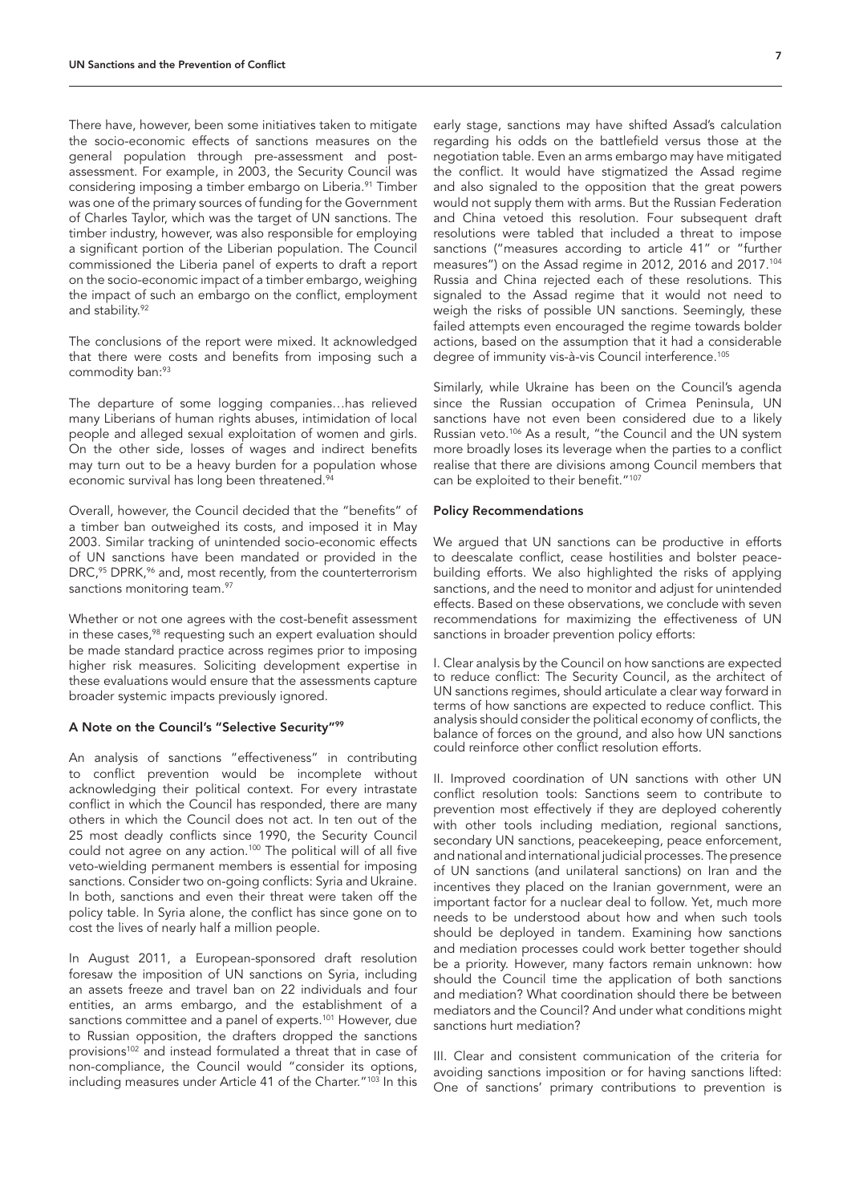There have, however, been some initiatives taken to mitigate the socio-economic effects of sanctions measures on the general population through pre-assessment and post-assessment. For example, in 2003, the Security Council was considering imposing a timber embargo on Liberia.[91] Timber was one of the primary sources of funding for the Government of Charles Taylor, which was the target of UN sanctions. The timber industry, however, was also responsible for employing a significant portion of the Liberian population. The Council commissioned the Liberia panel of experts to draft a report on the socio-economic impact of a timber embargo, weighing the impact of such an embargo on the conflict, employment and stability.[92]

The conclusions of the report were mixed. It acknowledged that there were costs and benefits from imposing such a commodity ban:[93]

The departure of some logging companies…has relieved many Liberians of human rights abuses, intimidation of local people and alleged sexual exploitation of women and girls. On the other side, losses of wages and indirect benefits may turn out to be a heavy burden for a population whose economic survival has long been threatened.[94]

Overall, however, the Council decided that the "benefits" of a timber ban outweighed its costs, and imposed it in May 2003. Similar tracking of unintended socio-economic effects of UN sanctions have been mandated or provided in the DRC,[95] DPRK,[96] and, most recently, from the counterterrorism sanctions monitoring team.[97]

Whether or not one agrees with the cost-benefit assessment in these cases,[98] requesting such an expert evaluation should be made standard practice across regimes prior to imposing higher risk measures. Soliciting development expertise in these evaluations would ensure that the assessments capture broader systemic impacts previously ignored.

### A Note on the Council's "Selective Security"[99]

An analysis of sanctions "effectiveness" in contributing to conflict prevention would be incomplete without acknowledging their political context. For every intrastate conflict in which the Council has responded, there are many others in which the Council does not act. In ten out of the 25 most deadly conflicts since 1990, the Security Council could not agree on any action.[100] The political will of all five veto-wielding permanent members is essential for imposing sanctions. Consider two on-going conflicts: Syria and Ukraine. In both, sanctions and even their threat were taken off the policy table. In Syria alone, the conflict has since gone on to cost the lives of nearly half a million people.

In August 2011, a European-sponsored draft resolution foresaw the imposition of UN sanctions on Syria, including an assets freeze and travel ban on 22 individuals and four entities, an arms embargo, and the establishment of a sanctions committee and a panel of experts.[101] However, due to Russian opposition, the drafters dropped the sanctions provisions[102] and instead formulated a threat that in case of non-compliance, the Council would "consider its options, including measures under Article 41 of the Charter."[103] In this early stage, sanctions may have shifted Assad's calculation regarding his odds on the battlefield versus those at the negotiation table. Even an arms embargo may have mitigated the conflict. It would have stigmatized the Assad regime and also signaled to the opposition that the great powers would not supply them with arms. But the Russian Federation and China vetoed this resolution. Four subsequent draft resolutions were tabled that included a threat to impose sanctions ("measures according to article 41" or "further measures") on the Assad regime in 2012, 2016 and 2017.[104] Russia and China rejected each of these resolutions. This signaled to the Assad regime that it would not need to weigh the risks of possible UN sanctions. Seemingly, these failed attempts even encouraged the regime towards bolder actions, based on the assumption that it had a considerable degree of immunity vis-à-vis Council interference.[105]

Similarly, while Ukraine has been on the Council's agenda since the Russian occupation of Crimea Peninsula, UN sanctions have not even been considered due to a likely Russian veto.[106] As a result, "the Council and the UN system more broadly loses its leverage when the parties to a conflict realise that there are divisions among Council members that can be exploited to their benefit."[107]

### Policy Recommendations

We argued that UN sanctions can be productive in efforts to deescalate conflict, cease hostilities and bolster peace-building efforts. We also highlighted the risks of applying sanctions, and the need to monitor and adjust for unintended effects. Based on these observations, we conclude with seven recommendations for maximizing the effectiveness of UN sanctions in broader prevention policy efforts:

I. Clear analysis by the Council on how sanctions are expected to reduce conflict: The Security Council, as the architect of UN sanctions regimes, should articulate a clear way forward in terms of how sanctions are expected to reduce conflict. This analysis should consider the political economy of conflicts, the balance of forces on the ground, and also how UN sanctions could reinforce other conflict resolution efforts.

II. Improved coordination of UN sanctions with other UN conflict resolution tools: Sanctions seem to contribute to prevention most effectively if they are deployed coherently with other tools including mediation, regional sanctions, secondary UN sanctions, peacekeeping, peace enforcement, and national and international judicial processes. The presence of UN sanctions (and unilateral sanctions) on Iran and the incentives they placed on the Iranian government, were an important factor for a nuclear deal to follow. Yet, much more needs to be understood about how and when such tools should be deployed in tandem. Examining how sanctions and mediation processes could work better together should be a priority. However, many factors remain unknown: how should the Council time the application of both sanctions and mediation? What coordination should there be between mediators and the Council? And under what conditions might sanctions hurt mediation?

III. Clear and consistent communication of the criteria for avoiding sanctions imposition or for having sanctions lifted: One of sanctions' primary contributions to prevention is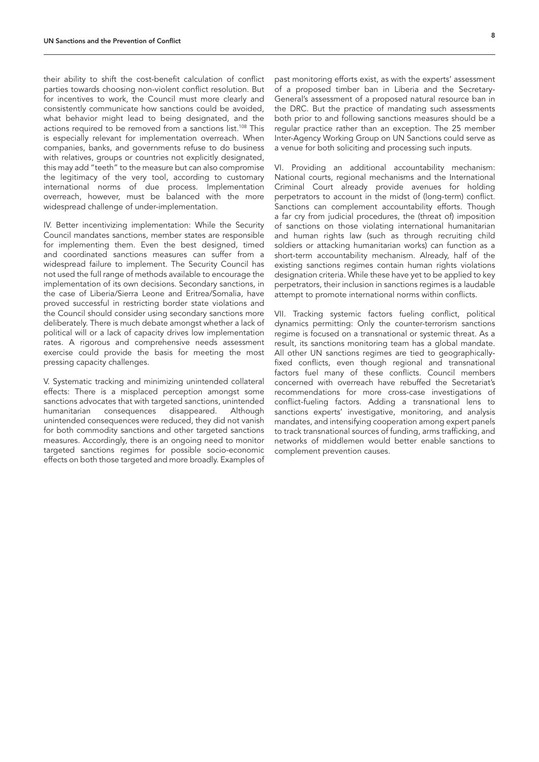their ability to shift the cost-benefit calculation of conflict parties towards choosing non-violent conflict resolution. But for incentives to work, the Council must more clearly and consistently communicate how sanctions could be avoided, what behavior might lead to being designated, and the actions required to be removed from a sanctions list.[108] This is especially relevant for implementation overreach. When companies, banks, and governments refuse to do business with relatives, groups or countries not explicitly designated, this may add "teeth" to the measure but can also compromise the legitimacy of the very tool, according to customary international norms of due process. Implementation overreach, however, must be balanced with the more widespread challenge of under-implementation.

IV. Better incentivizing implementation: While the Security Council mandates sanctions, member states are responsible for implementing them. Even the best designed, timed and coordinated sanctions measures can suffer from a widespread failure to implement. The Security Council has not used the full range of methods available to encourage the implementation of its own decisions. Secondary sanctions, in the case of Liberia/Sierra Leone and Eritrea/Somalia, have proved successful in restricting border state violations and the Council should consider using secondary sanctions more deliberately. There is much debate amongst whether a lack of political will or a lack of capacity drives low implementation rates. A rigorous and comprehensive needs assessment exercise could provide the basis for meeting the most pressing capacity challenges.

V. Systematic tracking and minimizing unintended collateral effects: There is a misplaced perception amongst some sanctions advocates that with targeted sanctions, unintended humanitarian consequences disappeared. Although unintended consequences were reduced, they did not vanish for both commodity sanctions and other targeted sanctions measures. Accordingly, there is an ongoing need to monitor targeted sanctions regimes for possible socio-economic effects on both those targeted and more broadly. Examples of past monitoring efforts exist, as with the experts' assessment of a proposed timber ban in Liberia and the Secretary-General's assessment of a proposed natural resource ban in the DRC. But the practice of mandating such assessments both prior to and following sanctions measures should be a regular practice rather than an exception. The 25 member Inter-Agency Working Group on UN Sanctions could serve as a venue for both soliciting and processing such inputs.

VI. Providing an additional accountability mechanism: National courts, regional mechanisms and the International Criminal Court already provide avenues for holding perpetrators to account in the midst of (long-term) conflict. Sanctions can complement accountability efforts. Though a far cry from judicial procedures, the (threat of) imposition of sanctions on those violating international humanitarian and human rights law (such as through recruiting child soldiers or attacking humanitarian works) can function as a short-term accountability mechanism. Already, half of the existing sanctions regimes contain human rights violations designation criteria. While these have yet to be applied to key perpetrators, their inclusion in sanctions regimes is a laudable attempt to promote international norms within conflicts.

VII. Tracking systemic factors fueling conflict, political dynamics permitting: Only the counter-terrorism sanctions regime is focused on a transnational or systemic threat. As a result, its sanctions monitoring team has a global mandate. All other UN sanctions regimes are tied to geographically-fixed conflicts, even though regional and transnational factors fuel many of these conflicts. Council members concerned with overreach have rebuffed the Secretariat's recommendations for more cross-case investigations of conflict-fueling factors. Adding a transnational lens to sanctions experts' investigative, monitoring, and analysis mandates, and intensifying cooperation among expert panels to track transnational sources of funding, arms trafficking, and networks of middlemen would better enable sanctions to complement prevention causes.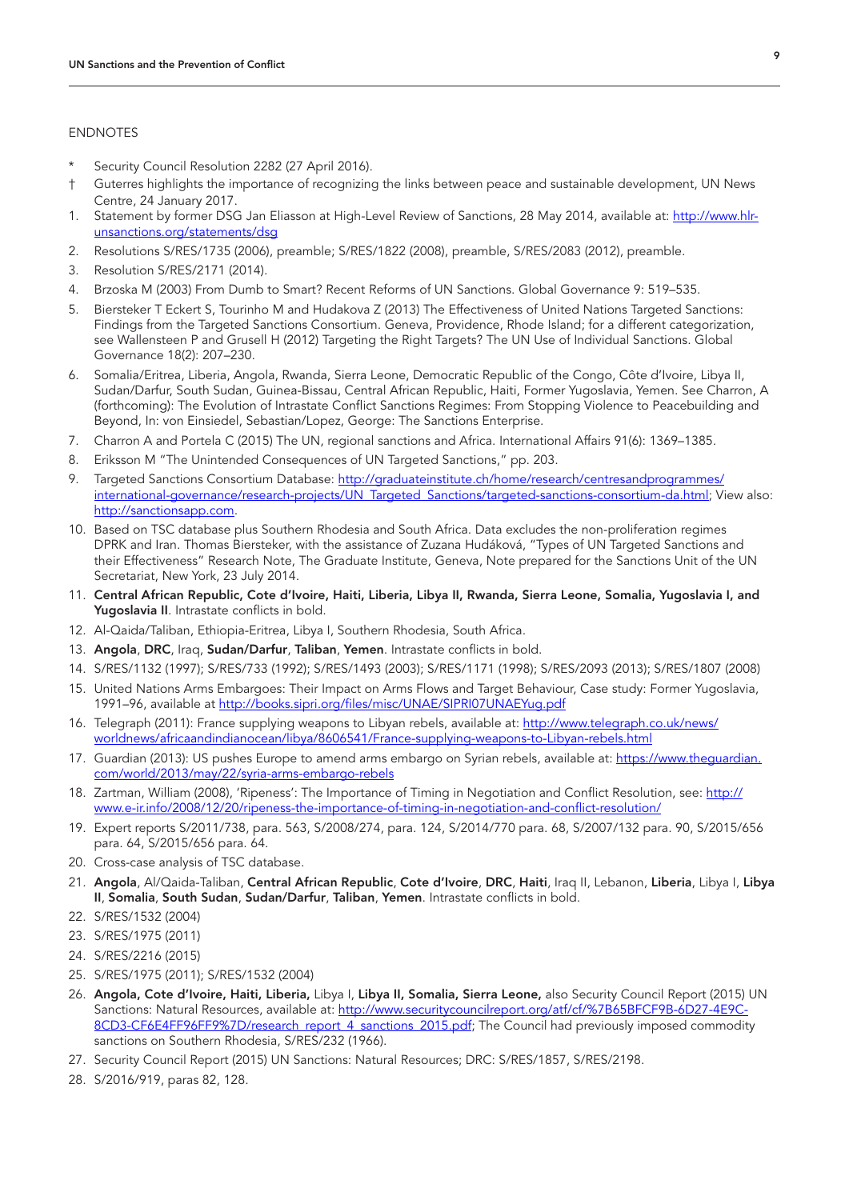## ENDNOTES

- \* Security Council Resolution 2282 (27 April 2016).
- † Guterres highlights the importance of recognizing the links between peace and sustainable development, UN News Centre, 24 January 2017.

1. Statement by former DSG Jan Eliasson at High-Level Review of Sanctions, 28 May 2014, available at: http://www.hlr-unsanctions.org/statements/dsg
2. Resolutions S/RES/1735 (2006), preamble; S/RES/1822 (2008), preamble, S/RES/2083 (2012), preamble.
3. Resolution S/RES/2171 (2014).
4. Brzoska M (2003) From Dumb to Smart? Recent Reforms of UN Sanctions. Global Governance 9: 519–535.
5. Biersteker T Eckert S, Tourinho M and Hudakova Z (2013) The Effectiveness of United Nations Targeted Sanctions: Findings from the Targeted Sanctions Consortium. Geneva, Providence, Rhode Island; for a different categorization, see Wallensteen P and Grusell H (2012) Targeting the Right Targets? The UN Use of Individual Sanctions. Global Governance 18(2): 207–230.
6. Somalia/Eritrea, Liberia, Angola, Rwanda, Sierra Leone, Democratic Republic of the Congo, Côte d'Ivoire, Libya II, Sudan/Darfur, South Sudan, Guinea-Bissau, Central African Republic, Haiti, Former Yugoslavia, Yemen. See Charron, A (forthcoming): The Evolution of Intrastate Conflict Sanctions Regimes: From Stopping Violence to Peacebuilding and Beyond, In: von Einsiedel, Sebastian/Lopez, George: The Sanctions Enterprise.
7. Charron A and Portela C (2015) The UN, regional sanctions and Africa. International Affairs 91(6): 1369–1385.
8. Eriksson M "The Unintended Consequences of UN Targeted Sanctions," pp. 203.
9. Targeted Sanctions Consortium Database: http://graduateinstitute.ch/home/research/centresandprogrammes/international-governance/research-projects/UN_Targeted_Sanctions/targeted-sanctions-consortium-da.html; View also: http://sanctionsapp.com.
10. Based on TSC database plus Southern Rhodesia and South Africa. Data excludes the non-proliferation regimes DPRK and Iran. Thomas Biersteker, with the assistance of Zuzana Hudáková, "Types of UN Targeted Sanctions and their Effectiveness" Research Note, The Graduate Institute, Geneva, Note prepared for the Sanctions Unit of the UN Secretariat, New York, 23 July 2014.
11. **Central African Republic, Cote d'Ivoire, Haiti, Liberia, Libya II, Rwanda, Sierra Leone, Somalia, Yugoslavia I, and Yugoslavia II**. Intrastate conflicts in bold.
12. Al-Qaida/Taliban, Ethiopia-Eritrea, Libya I, Southern Rhodesia, South Africa.
13. **Angola**, **DRC**, Iraq, **Sudan/Darfur**, **Taliban**, **Yemen**. Intrastate conflicts in bold.
14. S/RES/1132 (1997); S/RES/733 (1992); S/RES/1493 (2003); S/RES/1171 (1998); S/RES/2093 (2013); S/RES/1807 (2008)
15. United Nations Arms Embargoes: Their Impact on Arms Flows and Target Behaviour, Case study: Former Yugoslavia, 1991–96, available at http://books.sipri.org/files/misc/UNAE/SIPRI07UNAEYug.pdf
16. Telegraph (2011): France supplying weapons to Libyan rebels, available at: http://www.telegraph.co.uk/news/worldnews/africaandindianocean/libya/8606541/France-supplying-weapons-to-Libyan-rebels.html
17. Guardian (2013): US pushes Europe to amend arms embargo on Syrian rebels, available at: https://www.theguardian.com/world/2013/may/22/syria-arms-embargo-rebels
18. Zartman, William (2008), 'Ripeness': The Importance of Timing in Negotiation and Conflict Resolution, see: http://www.e-ir.info/2008/12/20/ripeness-the-importance-of-timing-in-negotiation-and-conflict-resolution/
19. Expert reports S/2011/738, para. 563, S/2008/274, para. 124, S/2014/770 para. 68, S/2007/132 para. 90, S/2015/656 para. 64, S/2015/656 para. 64.
20. Cross-case analysis of TSC database.
21. **Angola**, Al/Qaida-Taliban, **Central African Republic**, **Cote d'Ivoire**, **DRC**, **Haiti**, Iraq II, Lebanon, **Liberia**, Libya I, **Libya II**, **Somalia**, **South Sudan**, **Sudan/Darfur**, **Taliban**, **Yemen**. Intrastate conflicts in bold.
22. S/RES/1532 (2004)
23. S/RES/1975 (2011)
24. S/RES/2216 (2015)
25. S/RES/1975 (2011); S/RES/1532 (2004)
26. **Angola, Cote d'Ivoire, Haiti, Liberia,** Libya I, **Libya II, Somalia, Sierra Leone,** also Security Council Report (2015) UN Sanctions: Natural Resources, available at: http://www.securitycouncilreport.org/atf/cf/%7B65BFCF9B-6D27-4E9C-8CD3-CF6E4FF96FF9%7D/research_report_4_sanctions_2015.pdf; The Council had previously imposed commodity sanctions on Southern Rhodesia, S/RES/232 (1966).
27. Security Council Report (2015) UN Sanctions: Natural Resources; DRC: S/RES/1857, S/RES/2198.
28. S/2016/919, paras 82, 128.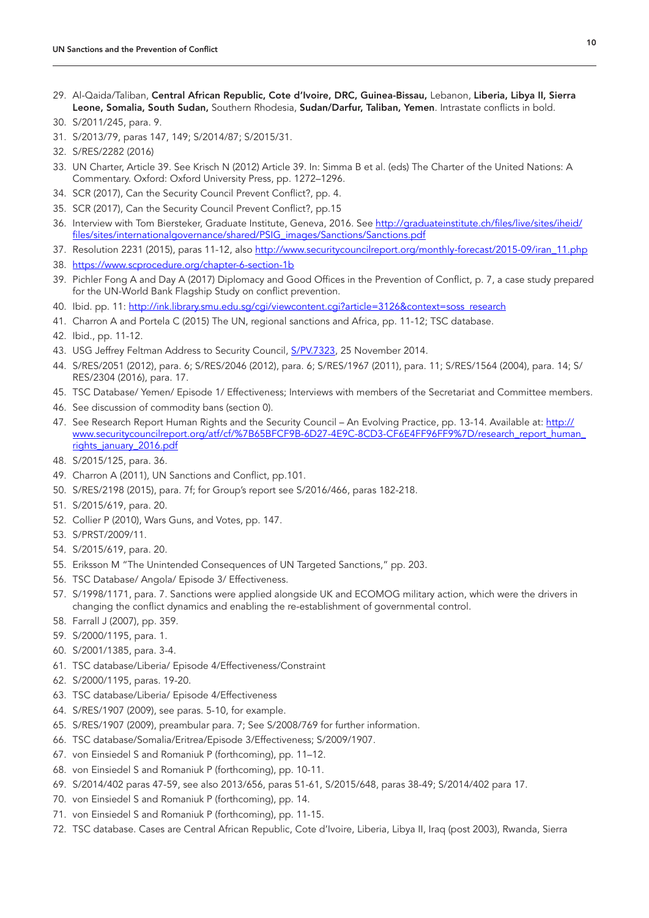29. Al-Qaida/Taliban, **Central African Republic, Cote d'Ivoire, DRC, Guinea-Bissau,** Lebanon, **Liberia, Libya II, Sierra Leone, Somalia, South Sudan,** Southern Rhodesia, **Sudan/Darfur, Taliban, Yemen**. Intrastate conflicts in bold.
30. S/2011/245, para. 9.
31. S/2013/79, paras 147, 149; S/2014/87; S/2015/31.
32. S/RES/2282 (2016)
33. UN Charter, Article 39. See Krisch N (2012) Article 39. In: Simma B et al. (eds) The Charter of the United Nations: A Commentary. Oxford: Oxford University Press, pp. 1272–1296.
34. SCR (2017), Can the Security Council Prevent Conflict?, pp. 4.
35. SCR (2017), Can the Security Council Prevent Conflict?, pp.15
36. Interview with Tom Biersteker, Graduate Institute, Geneva, 2016. See http://graduateinstitute.ch/files/live/sites/iheid/files/sites/internationalgovernance/shared/PSIG_images/Sanctions/Sanctions.pdf
37. Resolution 2231 (2015), paras 11-12, also http://www.securitycouncilreport.org/monthly-forecast/2015-09/iran_11.php
38. https://www.scprocedure.org/chapter-6-section-1b
39. Pichler Fong A and Day A (2017) Diplomacy and Good Offices in the Prevention of Conflict, p. 7, a case study prepared for the UN-World Bank Flagship Study on conflict prevention.
40. Ibid. pp. 11: http://ink.library.smu.edu.sg/cgi/viewcontent.cgi?article=3126&context=soss_research
41. Charron A and Portela C (2015) The UN, regional sanctions and Africa, pp. 11-12; TSC database.
42. Ibid., pp. 11-12.
43. USG Jeffrey Feltman Address to Security Council, S/PV.7323, 25 November 2014.
44. S/RES/2051 (2012), para. 6; S/RES/2046 (2012), para. 6; S/RES/1967 (2011), para. 11; S/RES/1564 (2004), para. 14; S/RES/2304 (2016), para. 17.
45. TSC Database/ Yemen/ Episode 1/ Effectiveness; Interviews with members of the Secretariat and Committee members.
46. See discussion of commodity bans (section 0).
47. See Research Report Human Rights and the Security Council – An Evolving Practice, pp. 13-14. Available at: http://www.securitycouncilreport.org/atf/cf/%7B65BFCF9B-6D27-4E9C-8CD3-CF6E4FF96FF9%7D/research_report_human_rights_january_2016.pdf
48. S/2015/125, para. 36.
49. Charron A (2011), UN Sanctions and Conflict, pp.101.
50. S/RES/2198 (2015), para. 7f; for Group's report see S/2016/466, paras 182-218.
51. S/2015/619, para. 20.
52. Collier P (2010), Wars Guns, and Votes, pp. 147.
53. S/PRST/2009/11.
54. S/2015/619, para. 20.
55. Eriksson M "The Unintended Consequences of UN Targeted Sanctions," pp. 203.
56. TSC Database/ Angola/ Episode 3/ Effectiveness.
57. S/1998/1171, para. 7. Sanctions were applied alongside UK and ECOMOG military action, which were the drivers in changing the conflict dynamics and enabling the re-establishment of governmental control.
58. Farrall J (2007), pp. 359.
59. S/2000/1195, para. 1.
60. S/2001/1385, para. 3-4.
61. TSC database/Liberia/ Episode 4/Effectiveness/Constraint
62. S/2000/1195, paras. 19-20.
63. TSC database/Liberia/ Episode 4/Effectiveness
64. S/RES/1907 (2009), see paras. 5-10, for example.
65. S/RES/1907 (2009), preambular para. 7; See S/2008/769 for further information.
66. TSC database/Somalia/Eritrea/Episode 3/Effectiveness; S/2009/1907.
67. von Einsiedel S and Romaniuk P (forthcoming), pp. 11–12.
68. von Einsiedel S and Romaniuk P (forthcoming), pp. 10-11.
69. S/2014/402 paras 47-59, see also 2013/656, paras 51-61, S/2015/648, paras 38-49; S/2014/402 para 17.
70. von Einsiedel S and Romaniuk P (forthcoming), pp. 14.
71. von Einsiedel S and Romaniuk P (forthcoming), pp. 11-15.
72. TSC database. Cases are Central African Republic, Cote d'Ivoire, Liberia, Libya II, Iraq (post 2003), Rwanda, Sierra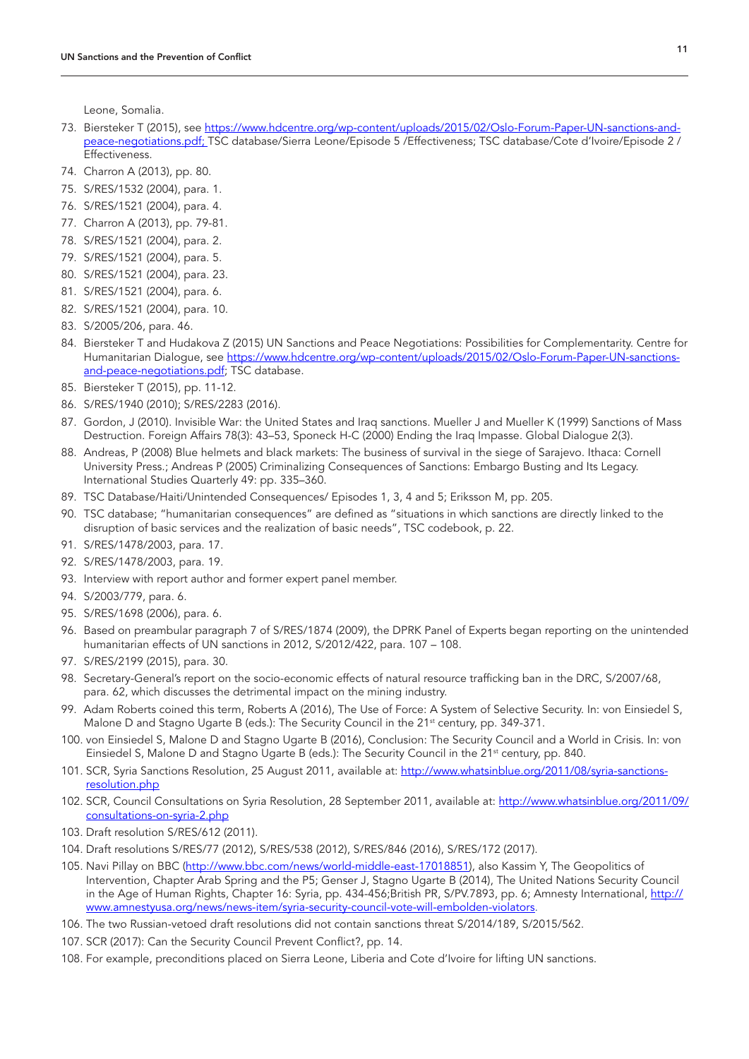Leone, Somalia.

73. Biersteker T (2015), see https://www.hdcentre.org/wp-content/uploads/2015/02/Oslo-Forum-Paper-UN-sanctions-and-peace-negotiations.pdf; TSC database/Sierra Leone/Episode 5 /Effectiveness; TSC database/Cote d'Ivoire/Episode 2 / Effectiveness.
74. Charron A (2013), pp. 80.
75. S/RES/1532 (2004), para. 1.
76. S/RES/1521 (2004), para. 4.
77. Charron A (2013), pp. 79-81.
78. S/RES/1521 (2004), para. 2.
79. S/RES/1521 (2004), para. 5.
80. S/RES/1521 (2004), para. 23.
81. S/RES/1521 (2004), para. 6.
82. S/RES/1521 (2004), para. 10.
83. S/2005/206, para. 46.
84. Biersteker T and Hudakova Z (2015) UN Sanctions and Peace Negotiations: Possibilities for Complementarity. Centre for Humanitarian Dialogue, see https://www.hdcentre.org/wp-content/uploads/2015/02/Oslo-Forum-Paper-UN-sanctions-and-peace-negotiations.pdf; TSC database.
85. Biersteker T (2015), pp. 11-12.
86. S/RES/1940 (2010); S/RES/2283 (2016).
87. Gordon, J (2010). Invisible War: the United States and Iraq sanctions. Mueller J and Mueller K (1999) Sanctions of Mass Destruction. Foreign Affairs 78(3): 43–53, Sponeck H-C (2000) Ending the Iraq Impasse. Global Dialogue 2(3).
88. Andreas, P (2008) Blue helmets and black markets: The business of survival in the siege of Sarajevo. Ithaca: Cornell University Press.; Andreas P (2005) Criminalizing Consequences of Sanctions: Embargo Busting and Its Legacy. International Studies Quarterly 49: pp. 335–360.
89. TSC Database/Haiti/Unintended Consequences/ Episodes 1, 3, 4 and 5; Eriksson M, pp. 205.
90. TSC database; "humanitarian consequences" are defined as "situations in which sanctions are directly linked to the disruption of basic services and the realization of basic needs", TSC codebook, p. 22.
91. S/RES/1478/2003, para. 17.
92. S/RES/1478/2003, para. 19.
93. Interview with report author and former expert panel member.
94. S/2003/779, para. 6.
95. S/RES/1698 (2006), para. 6.
96. Based on preambular paragraph 7 of S/RES/1874 (2009), the DPRK Panel of Experts began reporting on the unintended humanitarian effects of UN sanctions in 2012, S/2012/422, para. 107 – 108.
97. S/RES/2199 (2015), para. 30.
98. Secretary-General's report on the socio-economic effects of natural resource trafficking ban in the DRC, S/2007/68, para. 62, which discusses the detrimental impact on the mining industry.
99. Adam Roberts coined this term, Roberts A (2016), The Use of Force: A System of Selective Security. In: von Einsiedel S, Malone D and Stagno Ugarte B (eds.): The Security Council in the 21st century, pp. 349-371.
100. von Einsiedel S, Malone D and Stagno Ugarte B (2016), Conclusion: The Security Council and a World in Crisis. In: von Einsiedel S, Malone D and Stagno Ugarte B (eds.): The Security Council in the 21st century, pp. 840.
101. SCR, Syria Sanctions Resolution, 25 August 2011, available at: http://www.whatsinblue.org/2011/08/syria-sanctions-resolution.php
102. SCR, Council Consultations on Syria Resolution, 28 September 2011, available at: http://www.whatsinblue.org/2011/09/consultations-on-syria-2.php
103. Draft resolution S/RES/612 (2011).
104. Draft resolutions S/RES/77 (2012), S/RES/538 (2012), S/RES/846 (2016), S/RES/172 (2017).
105. Navi Pillay on BBC (http://www.bbc.com/news/world-middle-east-17018851), also Kassim Y, The Geopolitics of Intervention, Chapter Arab Spring and the P5; Genser J, Stagno Ugarte B (2014), The United Nations Security Council in the Age of Human Rights, Chapter 16: Syria, pp. 434-456;British PR, S/PV.7893, pp. 6; Amnesty International, http://www.amnestyusa.org/news/news-item/syria-security-council-vote-will-embolden-violators.
106. The two Russian-vetoed draft resolutions did not contain sanctions threat S/2014/189, S/2015/562.
107. SCR (2017): Can the Security Council Prevent Conflict?, pp. 14.
108. For example, preconditions placed on Sierra Leone, Liberia and Cote d'Ivoire for lifting UN sanctions.